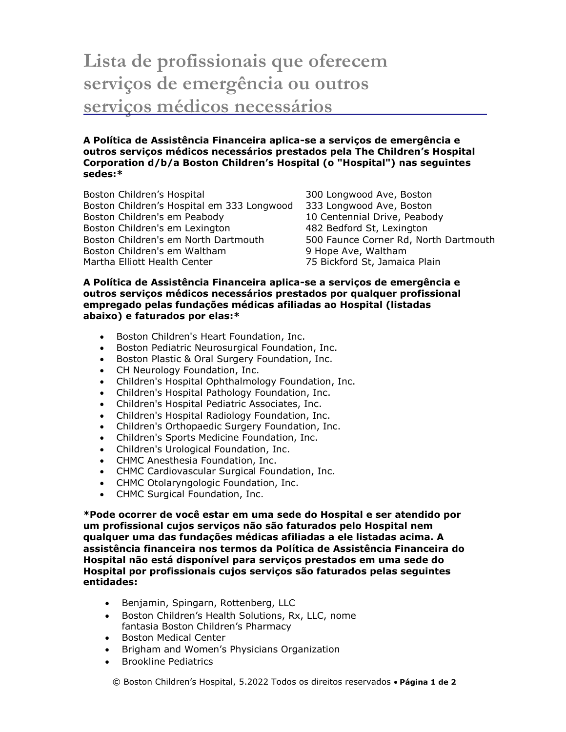# Lista de profissionais que oferecem serviços de emergência ou outros serviços médicos necessários

**A Política de Assistência Financeira aplica-se a serviços de emergência e outros serviços médicos necessários prestados pela The Children's Hospital Corporation d/b/a Boston Children's Hospital (o "Hospital") nas seguintes sedes:***

| | |
|---|---|
| Boston Children's Hospital | 300 Longwood Ave, Boston |
| Boston Children's Hospital em 333 Longwood | 333 Longwood Ave, Boston |
| Boston Children's em Peabody | 10 Centennial Drive, Peabody |
| Boston Children's em Lexington | 482 Bedford St, Lexington |
| Boston Children's em North Dartmouth | 500 Faunce Corner Rd, North Dartmouth |
| Boston Children's em Waltham | 9 Hope Ave, Waltham |
| Martha Elliott Health Center | 75 Bickford St, Jamaica Plain |

**A Política de Assistência Financeira aplica-se a serviços de emergência e outros serviços médicos necessários prestados por qualquer profissional empregado pelas fundações médicas afiliadas ao Hospital (listadas abaixo) e faturados por elas:***

- Boston Children's Heart Foundation, Inc.
- Boston Pediatric Neurosurgical Foundation, Inc.
- Boston Plastic & Oral Surgery Foundation, Inc.
- CH Neurology Foundation, Inc.
- Children's Hospital Ophthalmology Foundation, Inc.
- Children's Hospital Pathology Foundation, Inc.
- Children's Hospital Pediatric Associates, Inc.
- Children's Hospital Radiology Foundation, Inc.
- Children's Orthopaedic Surgery Foundation, Inc.
- Children's Sports Medicine Foundation, Inc.
- Children's Urological Foundation, Inc.
- CHMC Anesthesia Foundation, Inc.
- CHMC Cardiovascular Surgical Foundation, Inc.
- CHMC Otolaryngologic Foundation, Inc.
- CHMC Surgical Foundation, Inc.

***Pode ocorrer de você estar em uma sede do Hospital e ser atendido por um profissional cujos serviços não são faturados pelo Hospital nem qualquer uma das fundações médicas afiliadas a ele listadas acima. A assistência financeira nos termos da Política de Assistência Financeira do Hospital não está disponível para serviços prestados em uma sede do Hospital por profissionais cujos serviços são faturados pelas seguintes entidades:**

- Benjamin, Spingarn, Rottenberg, LLC
- Boston Children's Health Solutions, Rx, LLC, nome fantasia Boston Children's Pharmacy
- Boston Medical Center
- Brigham and Women's Physicians Organization
- Brookline Pediatrics

© Boston Children's Hospital, 5.2022 Todos os direitos reservados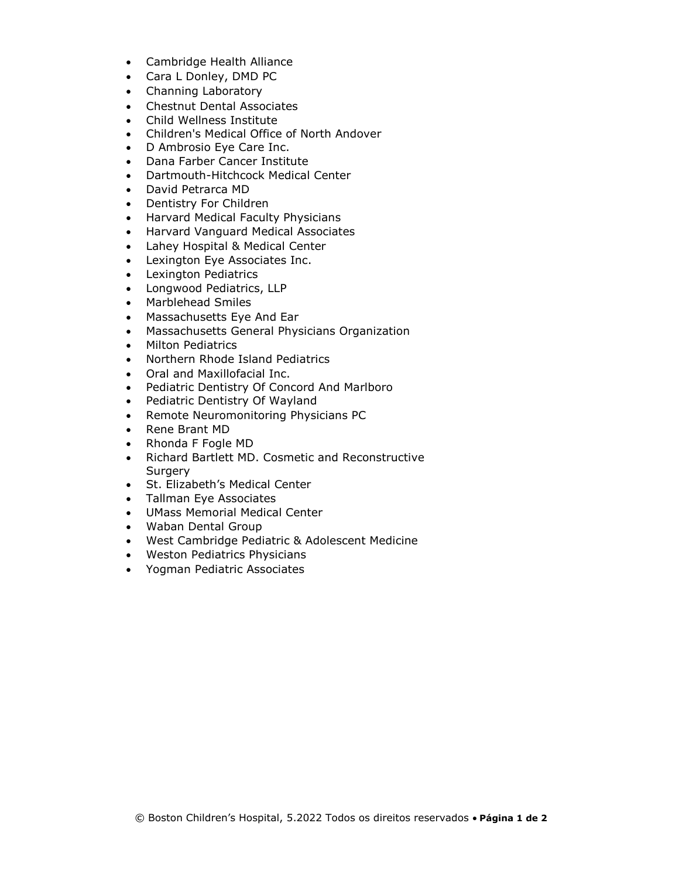- Cambridge Health Alliance
- Cara L Donley, DMD PC
- Channing Laboratory
- Chestnut Dental Associates
- Child Wellness Institute
- Children's Medical Office of North Andover
- D Ambrosio Eye Care Inc.
- Dana Farber Cancer Institute
- Dartmouth-Hitchcock Medical Center
- David Petrarca MD
- Dentistry For Children
- Harvard Medical Faculty Physicians
- Harvard Vanguard Medical Associates
- Lahey Hospital & Medical Center
- Lexington Eye Associates Inc.
- Lexington Pediatrics
- Longwood Pediatrics, LLP
- Marblehead Smiles
- Massachusetts Eye And Ear
- Massachusetts General Physicians Organization
- Milton Pediatrics
- Northern Rhode Island Pediatrics
- Oral and Maxillofacial Inc.
- Pediatric Dentistry Of Concord And Marlboro
- Pediatric Dentistry Of Wayland
- Remote Neuromonitoring Physicians PC
- Rene Brant MD
- Rhonda F Fogle MD
- Richard Bartlett MD. Cosmetic and Reconstructive Surgery
- St. Elizabeth's Medical Center
- Tallman Eye Associates
- UMass Memorial Medical Center
- Waban Dental Group
- West Cambridge Pediatric & Adolescent Medicine
- Weston Pediatrics Physicians
- Yogman Pediatric Associates

© Boston Children's Hospital, 5.2022 Todos os direitos reservados